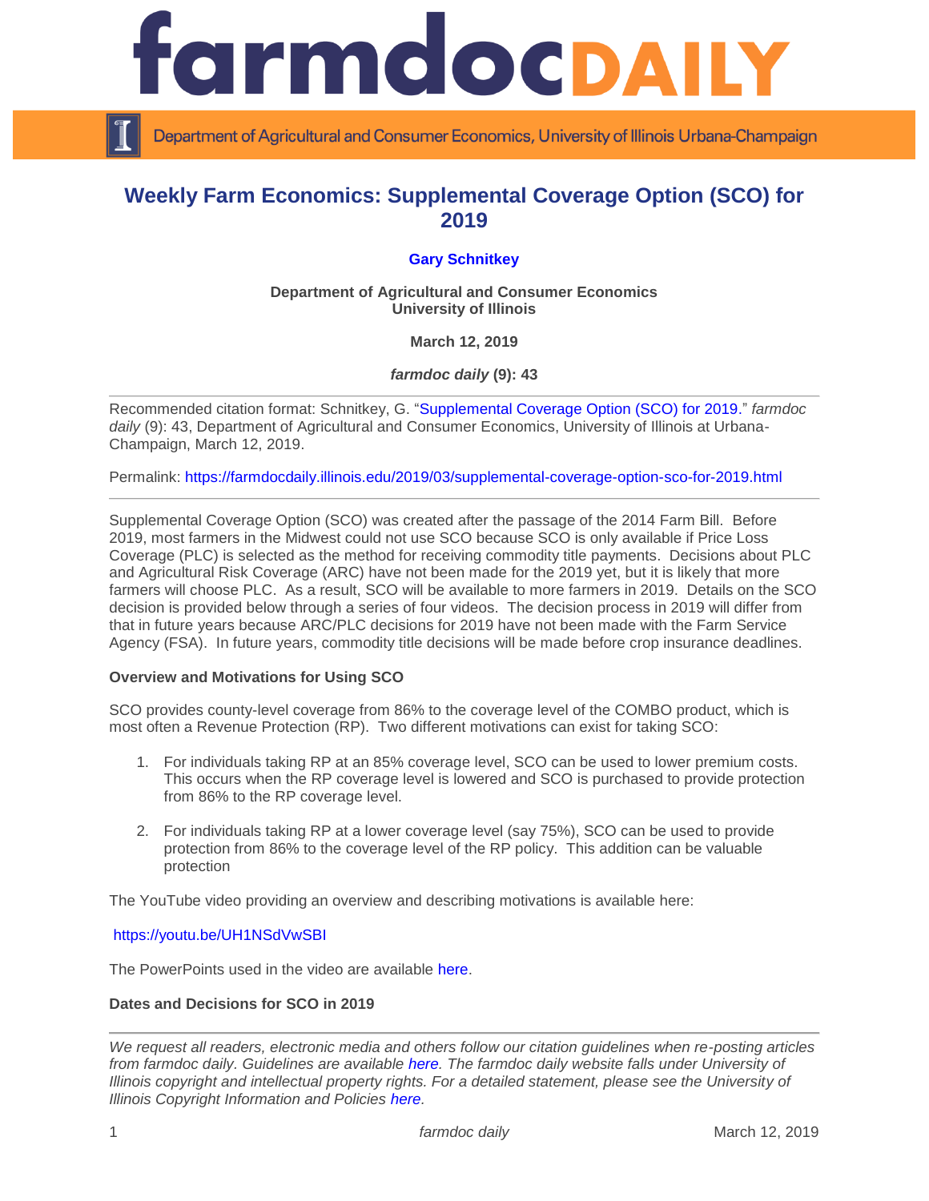# Weekly Farm Economics: Supplemental Coverage Option (SCO) for 2019

**Gary Schnitkey**

**Department of Agricultural and Consumer Economics**
**University of Illinois**

**March 12, 2019**

***farmdoc daily* (9): 43**

Recommended citation format: Schnitkey, G. "Supplemental Coverage Option (SCO) for 2019." *farmdoc daily* (9): 43, Department of Agricultural and Consumer Economics, University of Illinois at Urbana-Champaign, March 12, 2019.

Permalink: https://farmdocdaily.illinois.edu/2019/03/supplemental-coverage-option-sco-for-2019.html

Supplemental Coverage Option (SCO) was created after the passage of the 2014 Farm Bill. Before 2019, most farmers in the Midwest could not use SCO because SCO is only available if Price Loss Coverage (PLC) is selected as the method for receiving commodity title payments. Decisions about PLC and Agricultural Risk Coverage (ARC) have not been made for the 2019 yet, but it is likely that more farmers will choose PLC. As a result, SCO will be available to more farmers in 2019. Details on the SCO decision is provided below through a series of four videos. The decision process in 2019 will differ from that in future years because ARC/PLC decisions for 2019 have not been made with the Farm Service Agency (FSA). In future years, commodity title decisions will be made before crop insurance deadlines.

**Overview and Motivations for Using SCO**

SCO provides county-level coverage from 86% to the coverage level of the COMBO product, which is most often a Revenue Protection (RP). Two different motivations can exist for taking SCO:

1. For individuals taking RP at an 85% coverage level, SCO can be used to lower premium costs. This occurs when the RP coverage level is lowered and SCO is purchased to provide protection from 86% to the RP coverage level.

2. For individuals taking RP at a lower coverage level (say 75%), SCO can be used to provide protection from 86% to the coverage level of the RP policy. This addition can be valuable protection

The YouTube video providing an overview and describing motivations is available here:

https://youtu.be/UH1NSdVwSBI

The PowerPoints used in the video are available here.

**Dates and Decisions for SCO in 2019**

*We request all readers, electronic media and others follow our citation guidelines when re-posting articles from farmdoc daily. Guidelines are available here. The farmdoc daily website falls under University of Illinois copyright and intellectual property rights. For a detailed statement, please see the University of Illinois Copyright Information and Policies here.*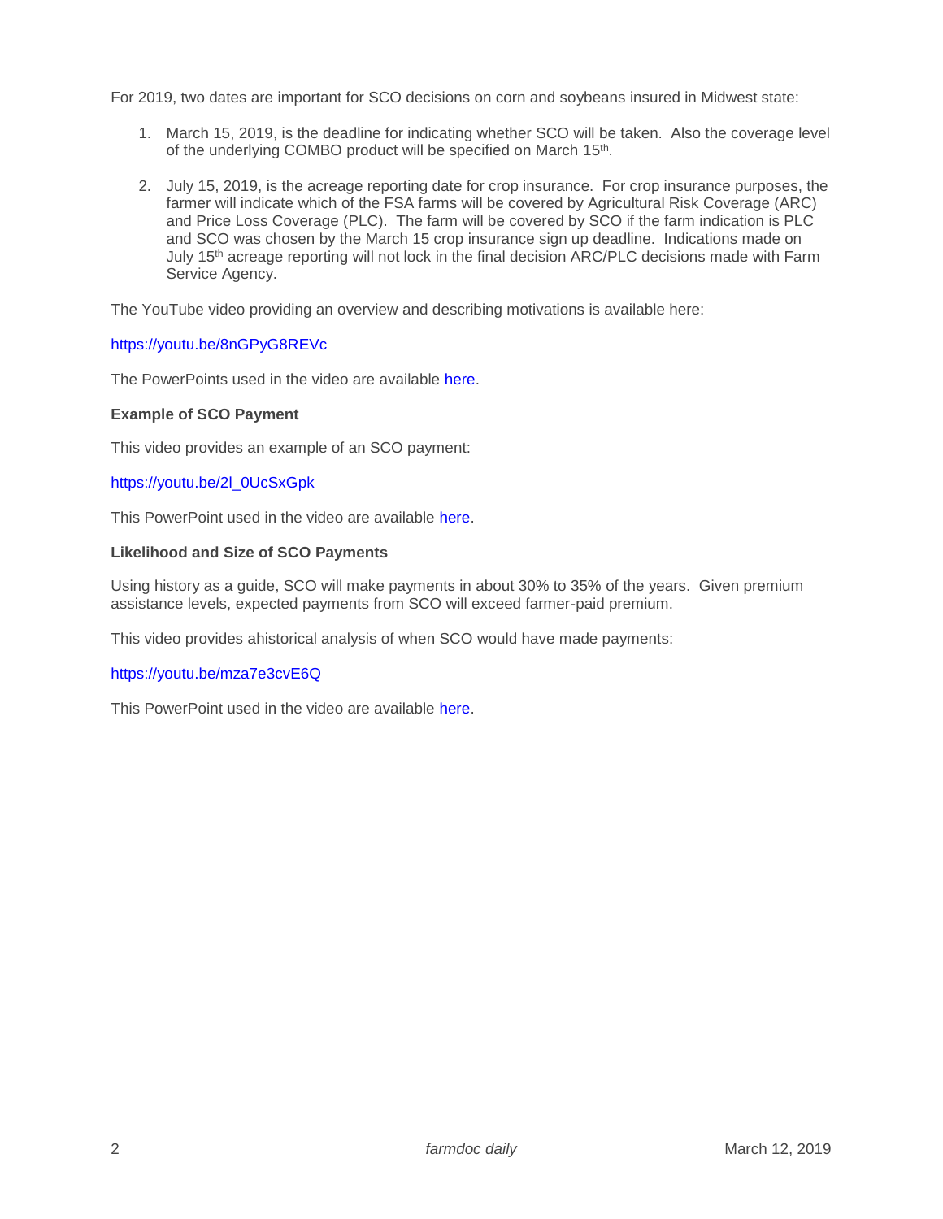For 2019, two dates are important for SCO decisions on corn and soybeans insured in Midwest state:

1. March 15, 2019, is the deadline for indicating whether SCO will be taken. Also the coverage level of the underlying COMBO product will be specified on March 15th.

2. July 15, 2019, is the acreage reporting date for crop insurance. For crop insurance purposes, the farmer will indicate which of the FSA farms will be covered by Agricultural Risk Coverage (ARC) and Price Loss Coverage (PLC). The farm will be covered by SCO if the farm indication is PLC and SCO was chosen by the March 15 crop insurance sign up deadline. Indications made on July 15th acreage reporting will not lock in the final decision ARC/PLC decisions made with Farm Service Agency.

The YouTube video providing an overview and describing motivations is available here:

https://youtu.be/8nGPyG8REVc

The PowerPoints used in the video are available here.

**Example of SCO Payment**

This video provides an example of an SCO payment:

https://youtu.be/2l_0UcSxGpk

This PowerPoint used in the video are available here.

**Likelihood and Size of SCO Payments**

Using history as a guide, SCO will make payments in about 30% to 35% of the years. Given premium assistance levels, expected payments from SCO will exceed farmer-paid premium.

This video provides ahistorical analysis of when SCO would have made payments:

https://youtu.be/mza7e3cvE6Q

This PowerPoint used in the video are available here.